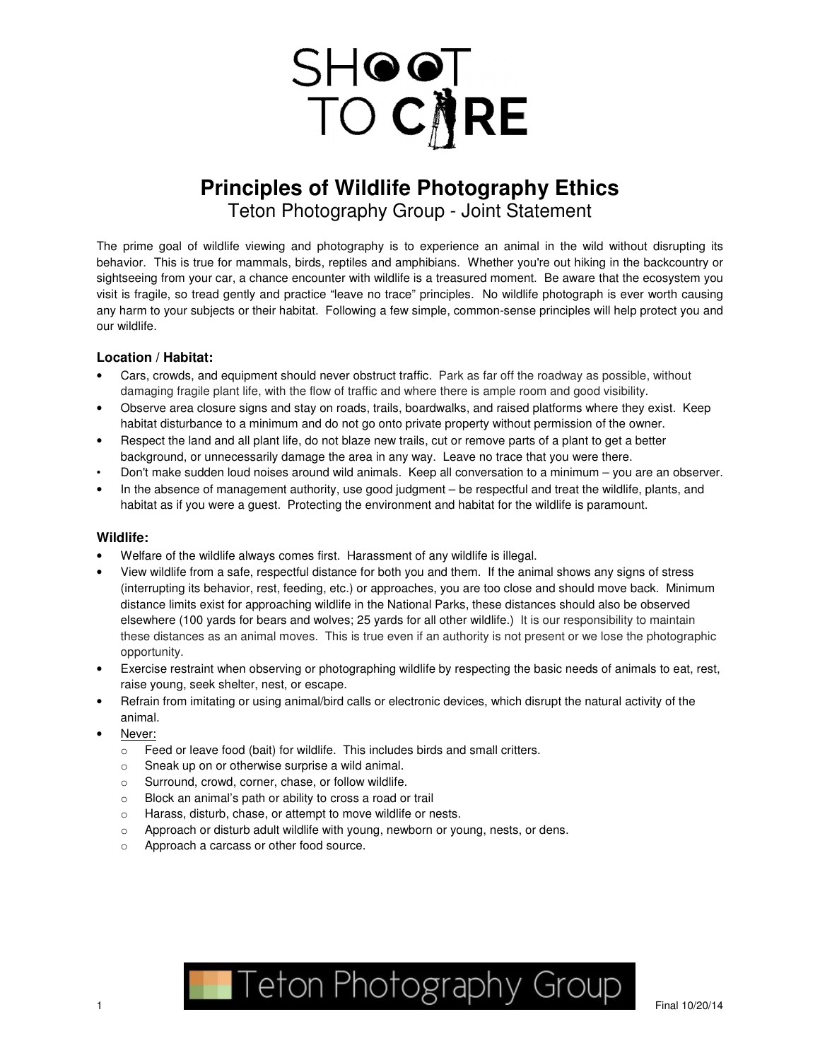# SHOOT TO CARE

# Principles of Wildlife Photography Ethics

## Teton Photography Group - Joint Statement

The prime goal of wildlife viewing and photography is to experience an animal in the wild without disrupting its behavior. This is true for mammals, birds, reptiles and amphibians. Whether you're out hiking in the backcountry or sightseeing from your car, a chance encounter with wildlife is a treasured moment. Be aware that the ecosystem you visit is fragile, so tread gently and practice "leave no trace" principles. No wildlife photograph is ever worth causing any harm to your subjects or their habitat. Following a few simple, common-sense principles will help protect you and our wildlife.

### Location / Habitat:

- Cars, crowds, and equipment should never obstruct traffic. Park as far off the roadway as possible, without damaging fragile plant life, with the flow of traffic and where there is ample room and good visibility.
- Observe area closure signs and stay on roads, trails, boardwalks, and raised platforms where they exist. Keep habitat disturbance to a minimum and do not go onto private property without permission of the owner.
- Respect the land and all plant life, do not blaze new trails, cut or remove parts of a plant to get a better background, or unnecessarily damage the area in any way. Leave no trace that you were there.
- Don't make sudden loud noises around wild animals. Keep all conversation to a minimum – you are an observer.
- In the absence of management authority, use good judgment – be respectful and treat the wildlife, plants, and habitat as if you were a guest. Protecting the environment and habitat for the wildlife is paramount.

### Wildlife:

- Welfare of the wildlife always comes first. Harassment of any wildlife is illegal.
- View wildlife from a safe, respectful distance for both you and them. If the animal shows any signs of stress (interrupting its behavior, rest, feeding, etc.) or approaches, you are too close and should move back. Minimum distance limits exist for approaching wildlife in the National Parks, these distances should also be observed elsewhere (100 yards for bears and wolves; 25 yards for all other wildlife.) It is our responsibility to maintain these distances as an animal moves. This is true even if an authority is not present or we lose the photographic opportunity.
- Exercise restraint when observing or photographing wildlife by respecting the basic needs of animals to eat, rest, raise young, seek shelter, nest, or escape.
- Refrain from imitating or using animal/bird calls or electronic devices, which disrupt the natural activity of the animal.
- Never:
  - Feed or leave food (bait) for wildlife. This includes birds and small critters.
  - Sneak up on or otherwise surprise a wild animal.
  - Surround, crowd, corner, chase, or follow wildlife.
  - Block an animal's path or ability to cross a road or trail
  - Harass, disturb, chase, or attempt to move wildlife or nests.
  - Approach or disturb adult wildlife with young, newborn or young, nests, or dens.
  - Approach a carcass or other food source.

Teton Photography Group

Final 10/20/14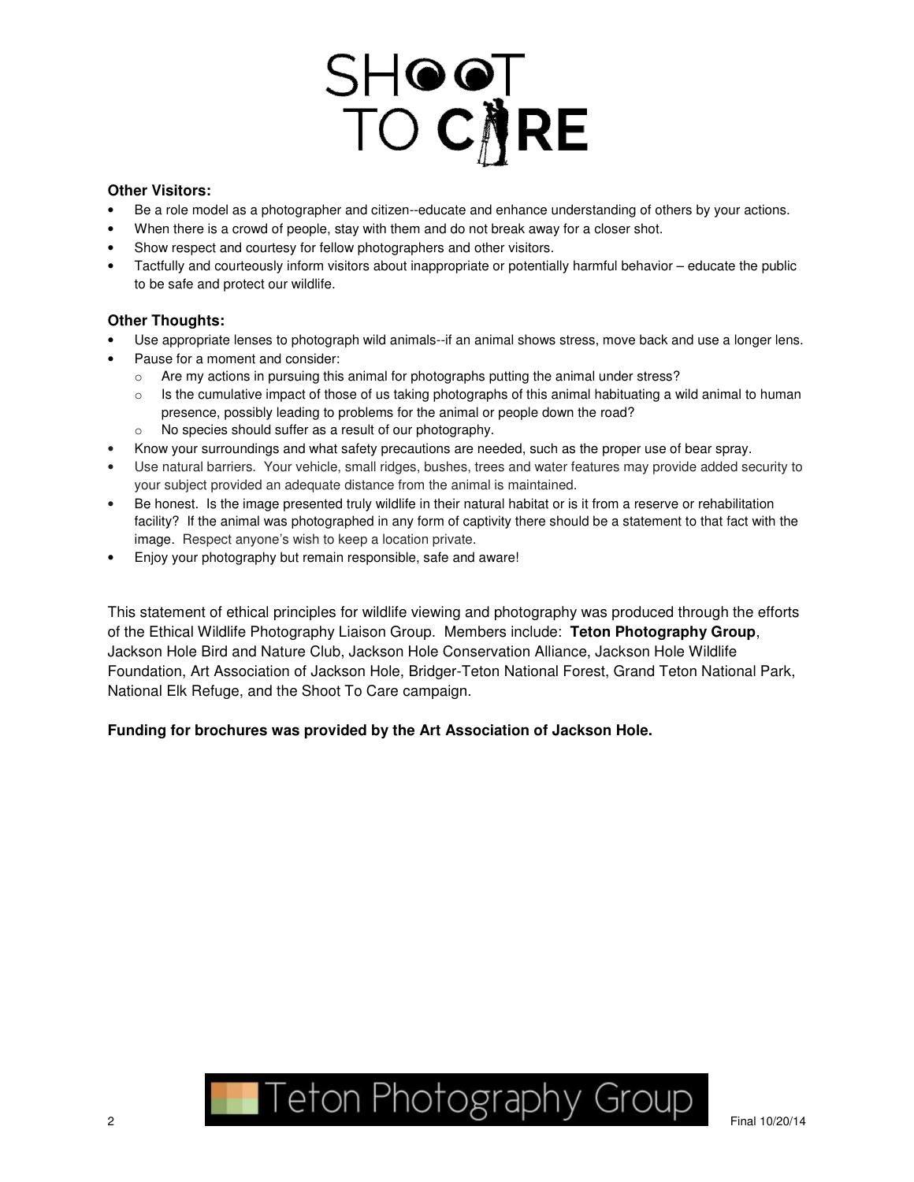**Other Visitors:**

- Be a role model as a photographer and citizen--educate and enhance understanding of others by your actions.
- When there is a crowd of people, stay with them and do not break away for a closer shot.
- Show respect and courtesy for fellow photographers and other visitors.
- Tactfully and courteously inform visitors about inappropriate or potentially harmful behavior – educate the public to be safe and protect our wildlife.

**Other Thoughts:**

- Use appropriate lenses to photograph wild animals--if an animal shows stress, move back and use a longer lens.
- Pause for a moment and consider:
  - Are my actions in pursuing this animal for photographs putting the animal under stress?
  - Is the cumulative impact of those of us taking photographs of this animal habituating a wild animal to human presence, possibly leading to problems for the animal or people down the road?
  - No species should suffer as a result of our photography.
- Know your surroundings and what safety precautions are needed, such as the proper use of bear spray.
- Use natural barriers. Your vehicle, small ridges, bushes, trees and water features may provide added security to your subject provided an adequate distance from the animal is maintained.
- Be honest. Is the image presented truly wildlife in their natural habitat or is it from a reserve or rehabilitation facility? If the animal was photographed in any form of captivity there should be a statement to that fact with the image. Respect anyone's wish to keep a location private.
- Enjoy your photography but remain responsible, safe and aware!

This statement of ethical principles for wildlife viewing and photography was produced through the efforts of the Ethical Wildlife Photography Liaison Group. Members include: **Teton Photography Group**, Jackson Hole Bird and Nature Club, Jackson Hole Conservation Alliance, Jackson Hole Wildlife Foundation, Art Association of Jackson Hole, Bridger-Teton National Forest, Grand Teton National Park, National Elk Refuge, and the Shoot To Care campaign.

**Funding for brochures was provided by the Art Association of Jackson Hole.**

Final 10/20/14